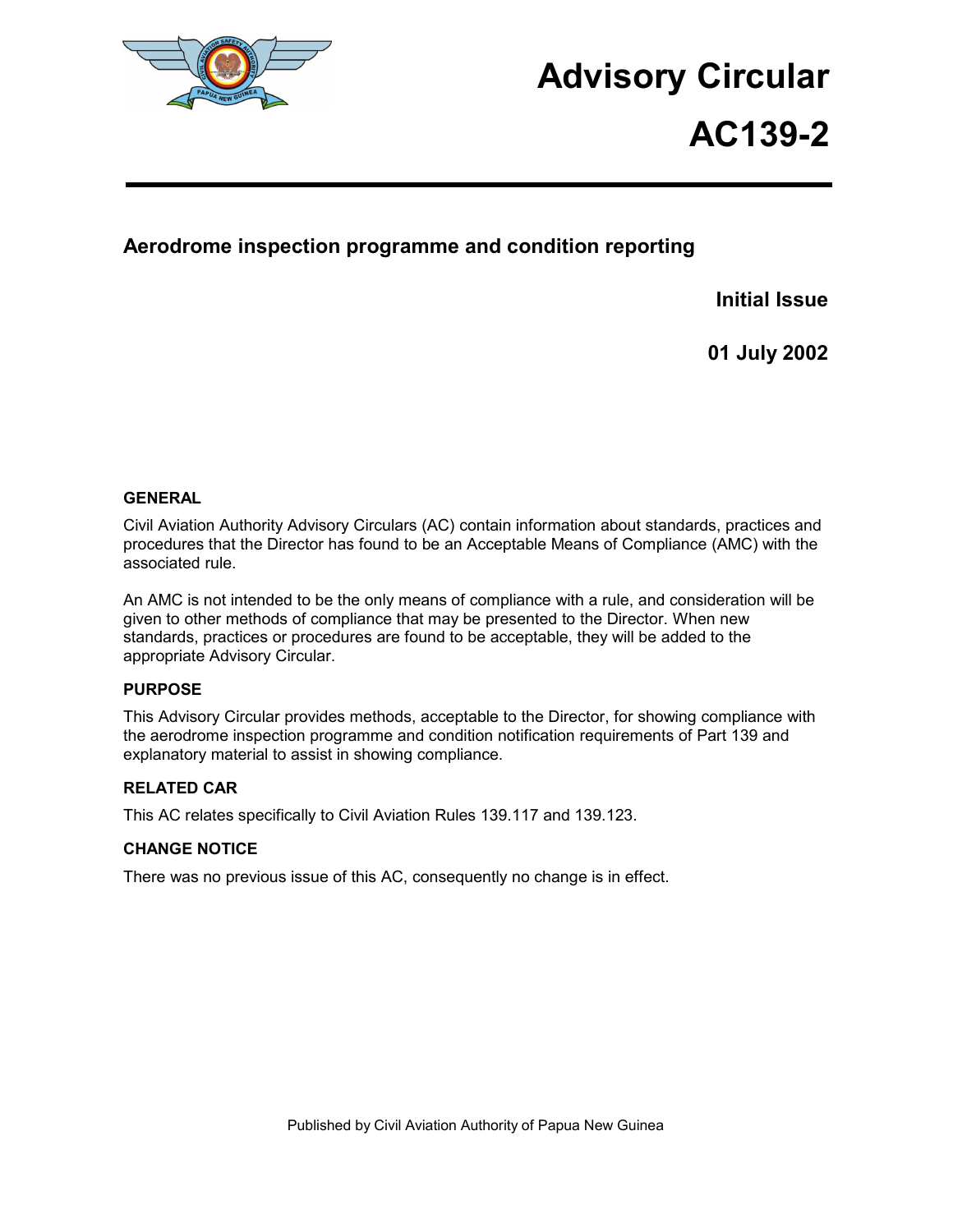# Advisory Circular

# AC139-2

## Aerodrome inspection programme and condition reporting

**Initial Issue**

**01 July 2002**

### GENERAL

Civil Aviation Authority Advisory Circulars (AC) contain information about standards, practices and procedures that the Director has found to be an Acceptable Means of Compliance (AMC) with the associated rule.

An AMC is not intended to be the only means of compliance with a rule, and consideration will be given to other methods of compliance that may be presented to the Director. When new standards, practices or procedures are found to be acceptable, they will be added to the appropriate Advisory Circular.

### PURPOSE

This Advisory Circular provides methods, acceptable to the Director, for showing compliance with the aerodrome inspection programme and condition notification requirements of Part 139 and explanatory material to assist in showing compliance.

### RELATED CAR

This AC relates specifically to Civil Aviation Rules 139.117 and 139.123.

### CHANGE NOTICE

There was no previous issue of this AC, consequently no change is in effect.

Published by Civil Aviation Authority of Papua New Guinea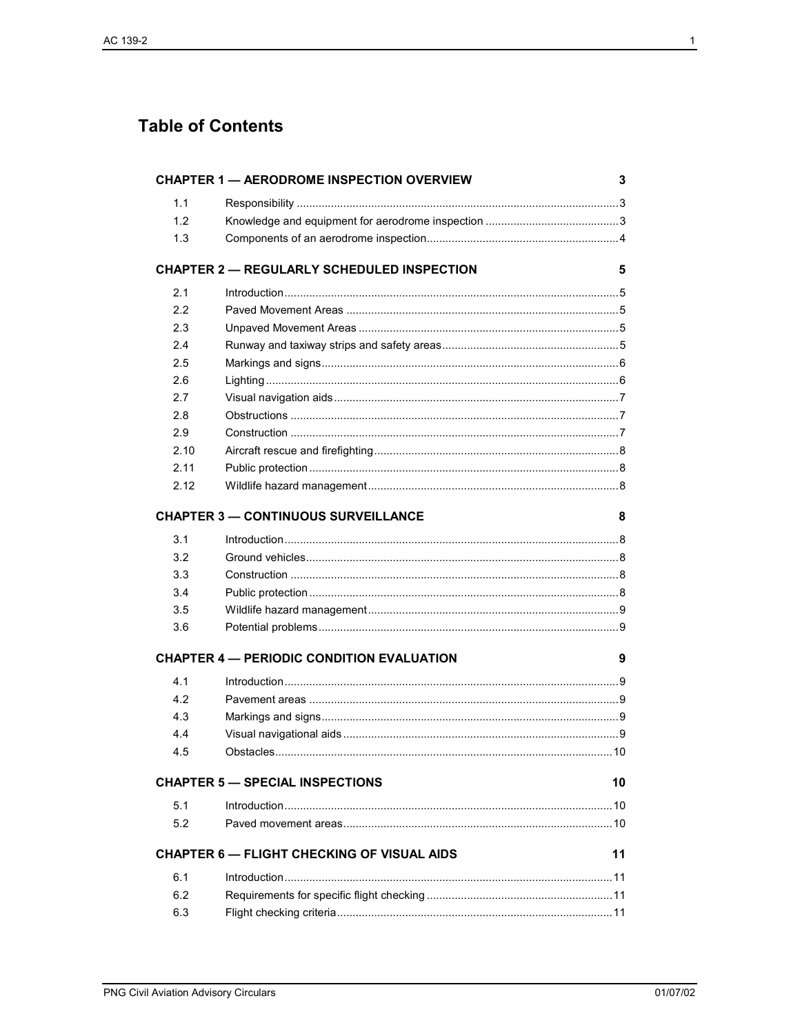# Table of Contents

| | | |
|---|---|---|
| **CHAPTER 1 — AERODROME INSPECTION OVERVIEW** | | **3** |
| 1.1 | Responsibility | 3 |
| 1.2 | Knowledge and equipment for aerodrome inspection | 3 |
| 1.3 | Components of an aerodrome inspection | 4 |
| **CHAPTER 2 — REGULARLY SCHEDULED INSPECTION** | | **5** |
| 2.1 | Introduction | 5 |
| 2.2 | Paved Movement Areas | 5 |
| 2.3 | Unpaved Movement Areas | 5 |
| 2.4 | Runway and taxiway strips and safety areas | 5 |
| 2.5 | Markings and signs | 6 |
| 2.6 | Lighting | 6 |
| 2.7 | Visual navigation aids | 7 |
| 2.8 | Obstructions | 7 |
| 2.9 | Construction | 7 |
| 2.10 | Aircraft rescue and firefighting | 8 |
| 2.11 | Public protection | 8 |
| 2.12 | Wildlife hazard management | 8 |
| **CHAPTER 3 — CONTINUOUS SURVEILLANCE** | | **8** |
| 3.1 | Introduction | 8 |
| 3.2 | Ground vehicles | 8 |
| 3.3 | Construction | 8 |
| 3.4 | Public protection | 8 |
| 3.5 | Wildlife hazard management | 9 |
| 3.6 | Potential problems | 9 |
| **CHAPTER 4 — PERIODIC CONDITION EVALUATION** | | **9** |
| 4.1 | Introduction | 9 |
| 4.2 | Pavement areas | 9 |
| 4.3 | Markings and signs | 9 |
| 4.4 | Visual navigational aids | 9 |
| 4.5 | Obstacles | 10 |
| **CHAPTER 5 — SPECIAL INSPECTIONS** | | **10** |
| 5.1 | Introduction | 10 |
| 5.2 | Paved movement areas | 10 |
| **CHAPTER 6 — FLIGHT CHECKING OF VISUAL AIDS** | | **11** |
| 6.1 | Introduction | 11 |
| 6.2 | Requirements for specific flight checking | 11 |
| 6.3 | Flight checking criteria | 11 |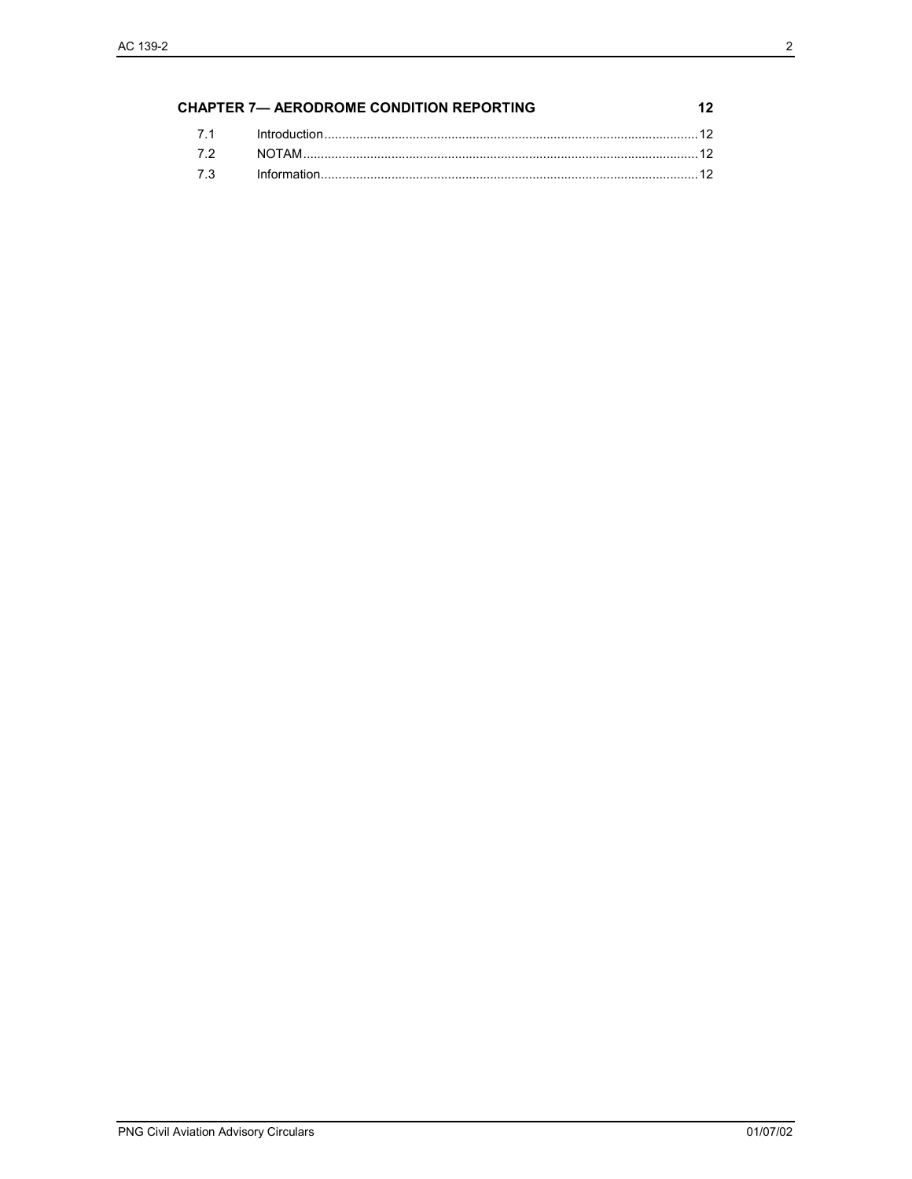**CHAPTER 7— AERODROME CONDITION REPORTING** 12

7.1 Introduction .......... 12
7.2 NOTAM .......... 12
7.3 Information .......... 12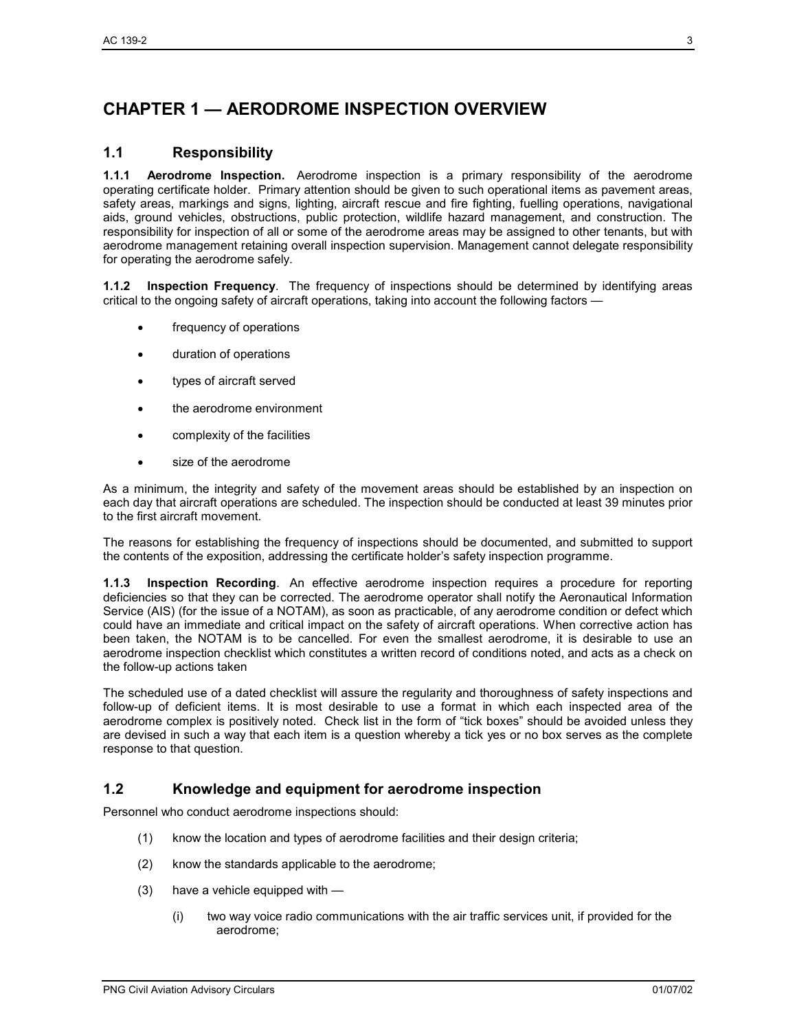# CHAPTER 1 — AERODROME INSPECTION OVERVIEW

## 1.1 Responsibility

**1.1.1 Aerodrome Inspection.** Aerodrome inspection is a primary responsibility of the aerodrome operating certificate holder. Primary attention should be given to such operational items as pavement areas, safety areas, markings and signs, lighting, aircraft rescue and fire fighting, fuelling operations, navigational aids, ground vehicles, obstructions, public protection, wildlife hazard management, and construction. The responsibility for inspection of all or some of the aerodrome areas may be assigned to other tenants, but with aerodrome management retaining overall inspection supervision. Management cannot delegate responsibility for operating the aerodrome safely.

**1.1.2 Inspection Frequency**. The frequency of inspections should be determined by identifying areas critical to the ongoing safety of aircraft operations, taking into account the following factors —

- frequency of operations
- duration of operations
- types of aircraft served
- the aerodrome environment
- complexity of the facilities
- size of the aerodrome

As a minimum, the integrity and safety of the movement areas should be established by an inspection on each day that aircraft operations are scheduled. The inspection should be conducted at least 39 minutes prior to the first aircraft movement.

The reasons for establishing the frequency of inspections should be documented, and submitted to support the contents of the exposition, addressing the certificate holder's safety inspection programme.

**1.1.3 Inspection Recording**. An effective aerodrome inspection requires a procedure for reporting deficiencies so that they can be corrected. The aerodrome operator shall notify the Aeronautical Information Service (AIS) (for the issue of a NOTAM), as soon as practicable, of any aerodrome condition or defect which could have an immediate and critical impact on the safety of aircraft operations. When corrective action has been taken, the NOTAM is to be cancelled. For even the smallest aerodrome, it is desirable to use an aerodrome inspection checklist which constitutes a written record of conditions noted, and acts as a check on the follow-up actions taken

The scheduled use of a dated checklist will assure the regularity and thoroughness of safety inspections and follow-up of deficient items. It is most desirable to use a format in which each inspected area of the aerodrome complex is positively noted. Check list in the form of "tick boxes" should be avoided unless they are devised in such a way that each item is a question whereby a tick yes or no box serves as the complete response to that question.

## 1.2 Knowledge and equipment for aerodrome inspection

Personnel who conduct aerodrome inspections should:

(1) know the location and types of aerodrome facilities and their design criteria;

(2) know the standards applicable to the aerodrome;

(3) have a vehicle equipped with —

  (i) two way voice radio communications with the air traffic services unit, if provided for the aerodrome;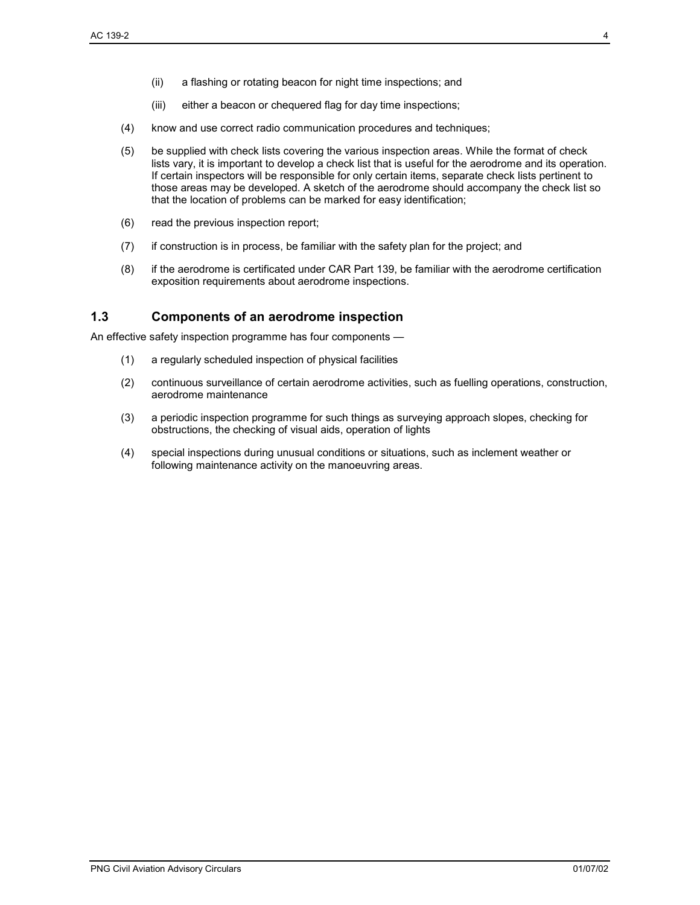(ii) a flashing or rotating beacon for night time inspections; and

(iii) either a beacon or chequered flag for day time inspections;

(4) know and use correct radio communication procedures and techniques;

(5) be supplied with check lists covering the various inspection areas. While the format of check lists vary, it is important to develop a check list that is useful for the aerodrome and its operation. If certain inspectors will be responsible for only certain items, separate check lists pertinent to those areas may be developed. A sketch of the aerodrome should accompany the check list so that the location of problems can be marked for easy identification;

(6) read the previous inspection report;

(7) if construction is in process, be familiar with the safety plan for the project; and

(8) if the aerodrome is certificated under CAR Part 139, be familiar with the aerodrome certification exposition requirements about aerodrome inspections.

## 1.3 Components of an aerodrome inspection

An effective safety inspection programme has four components —

(1) a regularly scheduled inspection of physical facilities

(2) continuous surveillance of certain aerodrome activities, such as fuelling operations, construction, aerodrome maintenance

(3) a periodic inspection programme for such things as surveying approach slopes, checking for obstructions, the checking of visual aids, operation of lights

(4) special inspections during unusual conditions or situations, such as inclement weather or following maintenance activity on the manoeuvring areas.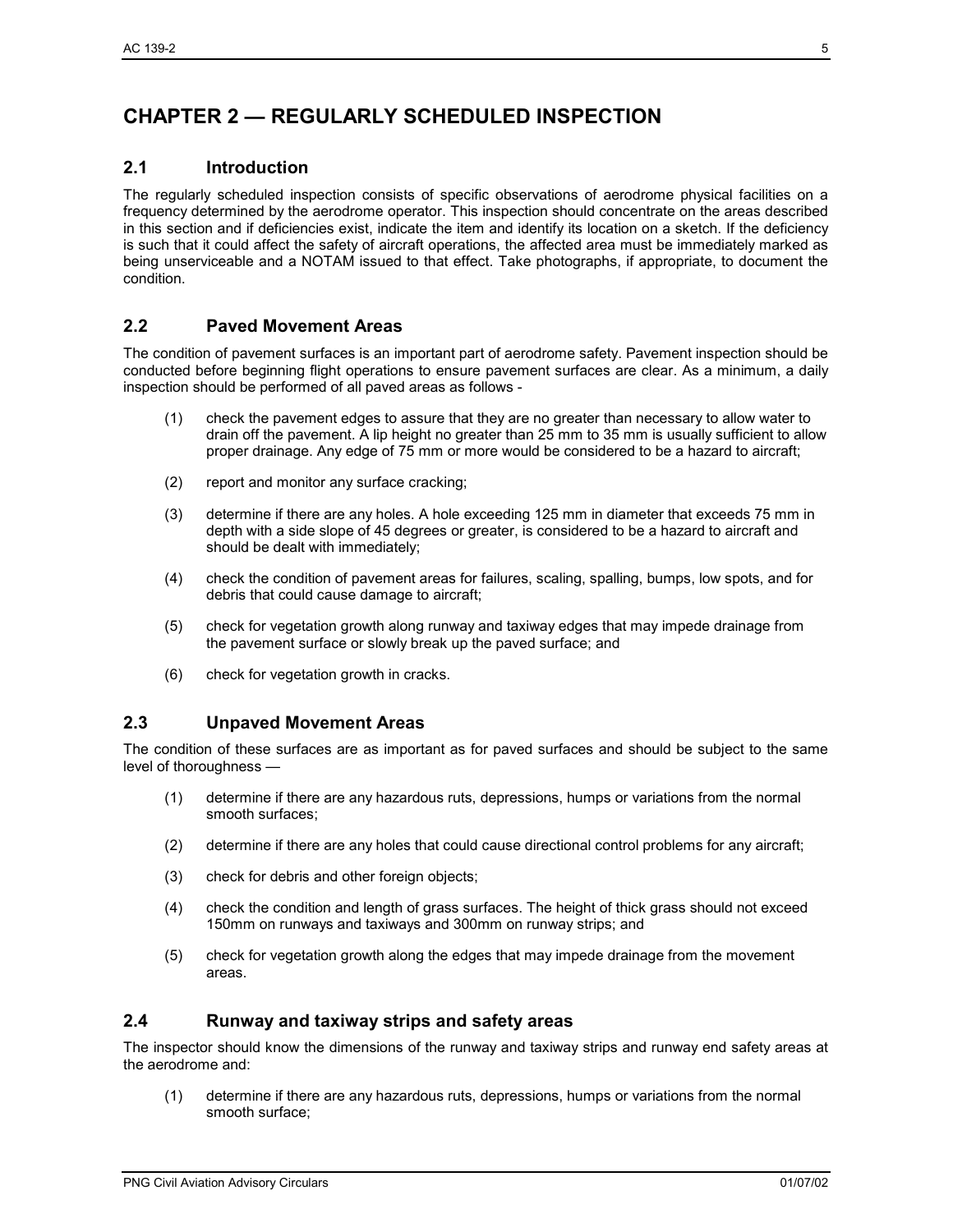# CHAPTER 2 — REGULARLY SCHEDULED INSPECTION

## 2.1 Introduction

The regularly scheduled inspection consists of specific observations of aerodrome physical facilities on a frequency determined by the aerodrome operator. This inspection should concentrate on the areas described in this section and if deficiencies exist, indicate the item and identify its location on a sketch. If the deficiency is such that it could affect the safety of aircraft operations, the affected area must be immediately marked as being unserviceable and a NOTAM issued to that effect. Take photographs, if appropriate, to document the condition.

## 2.2 Paved Movement Areas

The condition of pavement surfaces is an important part of aerodrome safety. Pavement inspection should be conducted before beginning flight operations to ensure pavement surfaces are clear. As a minimum, a daily inspection should be performed of all paved areas as follows -

(1) check the pavement edges to assure that they are no greater than necessary to allow water to drain off the pavement. A lip height no greater than 25 mm to 35 mm is usually sufficient to allow proper drainage. Any edge of 75 mm or more would be considered to be a hazard to aircraft;

(2) report and monitor any surface cracking;

(3) determine if there are any holes. A hole exceeding 125 mm in diameter that exceeds 75 mm in depth with a side slope of 45 degrees or greater, is considered to be a hazard to aircraft and should be dealt with immediately;

(4) check the condition of pavement areas for failures, scaling, spalling, bumps, low spots, and for debris that could cause damage to aircraft;

(5) check for vegetation growth along runway and taxiway edges that may impede drainage from the pavement surface or slowly break up the paved surface; and

(6) check for vegetation growth in cracks.

## 2.3 Unpaved Movement Areas

The condition of these surfaces are as important as for paved surfaces and should be subject to the same level of thoroughness —

(1) determine if there are any hazardous ruts, depressions, humps or variations from the normal smooth surfaces;

(2) determine if there are any holes that could cause directional control problems for any aircraft;

(3) check for debris and other foreign objects;

(4) check the condition and length of grass surfaces. The height of thick grass should not exceed 150mm on runways and taxiways and 300mm on runway strips; and

(5) check for vegetation growth along the edges that may impede drainage from the movement areas.

## 2.4 Runway and taxiway strips and safety areas

The inspector should know the dimensions of the runway and taxiway strips and runway end safety areas at the aerodrome and:

(1) determine if there are any hazardous ruts, depressions, humps or variations from the normal smooth surface;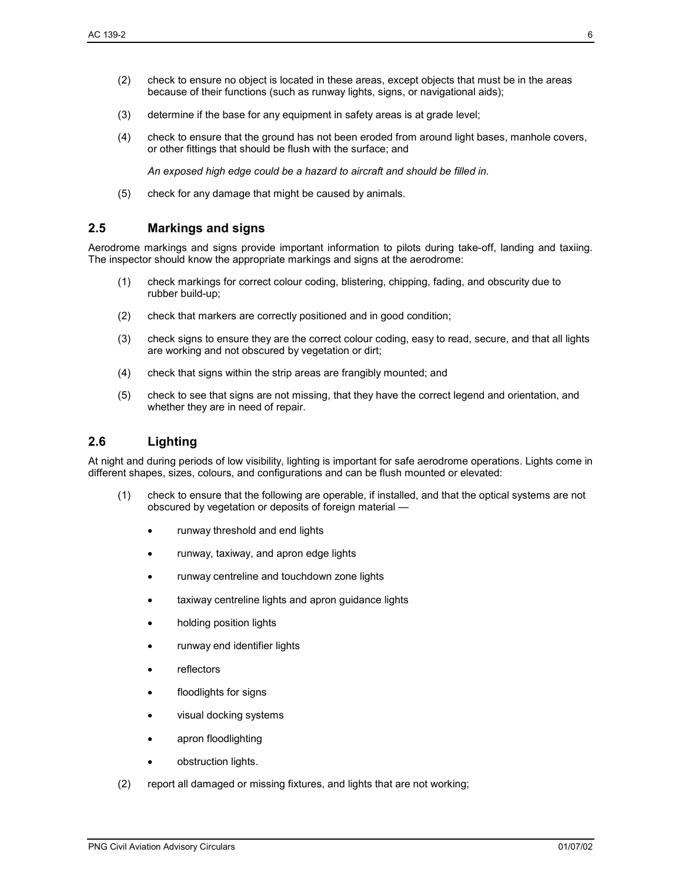(2) check to ensure no object is located in these areas, except objects that must be in the areas because of their functions (such as runway lights, signs, or navigational aids);

(3) determine if the base for any equipment in safety areas is at grade level;

(4) check to ensure that the ground has not been eroded from around light bases, manhole covers, or other fittings that should be flush with the surface; and

*An exposed high edge could be a hazard to aircraft and should be filled in.*

(5) check for any damage that might be caused by animals.

## 2.5 Markings and signs

Aerodrome markings and signs provide important information to pilots during take-off, landing and taxiing. The inspector should know the appropriate markings and signs at the aerodrome:

(1) check markings for correct colour coding, blistering, chipping, fading, and obscurity due to rubber build-up;

(2) check that markers are correctly positioned and in good condition;

(3) check signs to ensure they are the correct colour coding, easy to read, secure, and that all lights are working and not obscured by vegetation or dirt;

(4) check that signs within the strip areas are frangibly mounted; and

(5) check to see that signs are not missing, that they have the correct legend and orientation, and whether they are in need of repair.

## 2.6 Lighting

At night and during periods of low visibility, lighting is important for safe aerodrome operations. Lights come in different shapes, sizes, colours, and configurations and can be flush mounted or elevated:

(1) check to ensure that the following are operable, if installed, and that the optical systems are not obscured by vegetation or deposits of foreign material —

- runway threshold and end lights
- runway, taxiway, and apron edge lights
- runway centreline and touchdown zone lights
- taxiway centreline lights and apron guidance lights
- holding position lights
- runway end identifier lights
- reflectors
- floodlights for signs
- visual docking systems
- apron floodlighting
- obstruction lights.

(2) report all damaged or missing fixtures, and lights that are not working;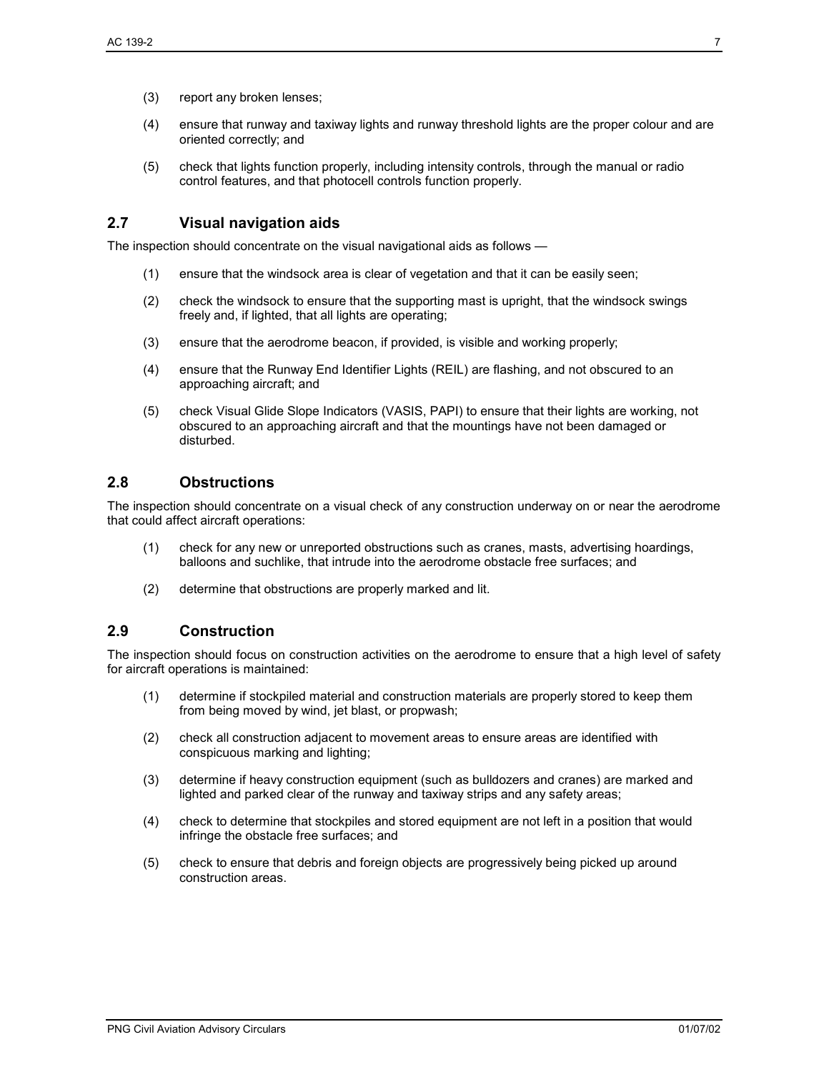(3) report any broken lenses;

(4) ensure that runway and taxiway lights and runway threshold lights are the proper colour and are oriented correctly; and

(5) check that lights function properly, including intensity controls, through the manual or radio control features, and that photocell controls function properly.

## 2.7 Visual navigation aids

The inspection should concentrate on the visual navigational aids as follows —

(1) ensure that the windsock area is clear of vegetation and that it can be easily seen;

(2) check the windsock to ensure that the supporting mast is upright, that the windsock swings freely and, if lighted, that all lights are operating;

(3) ensure that the aerodrome beacon, if provided, is visible and working properly;

(4) ensure that the Runway End Identifier Lights (REIL) are flashing, and not obscured to an approaching aircraft; and

(5) check Visual Glide Slope Indicators (VASIS, PAPI) to ensure that their lights are working, not obscured to an approaching aircraft and that the mountings have not been damaged or disturbed.

## 2.8 Obstructions

The inspection should concentrate on a visual check of any construction underway on or near the aerodrome that could affect aircraft operations:

(1) check for any new or unreported obstructions such as cranes, masts, advertising hoardings, balloons and suchlike, that intrude into the aerodrome obstacle free surfaces; and

(2) determine that obstructions are properly marked and lit.

## 2.9 Construction

The inspection should focus on construction activities on the aerodrome to ensure that a high level of safety for aircraft operations is maintained:

(1) determine if stockpiled material and construction materials are properly stored to keep them from being moved by wind, jet blast, or propwash;

(2) check all construction adjacent to movement areas to ensure areas are identified with conspicuous marking and lighting;

(3) determine if heavy construction equipment (such as bulldozers and cranes) are marked and lighted and parked clear of the runway and taxiway strips and any safety areas;

(4) check to determine that stockpiles and stored equipment are not left in a position that would infringe the obstacle free surfaces; and

(5) check to ensure that debris and foreign objects are progressively being picked up around construction areas.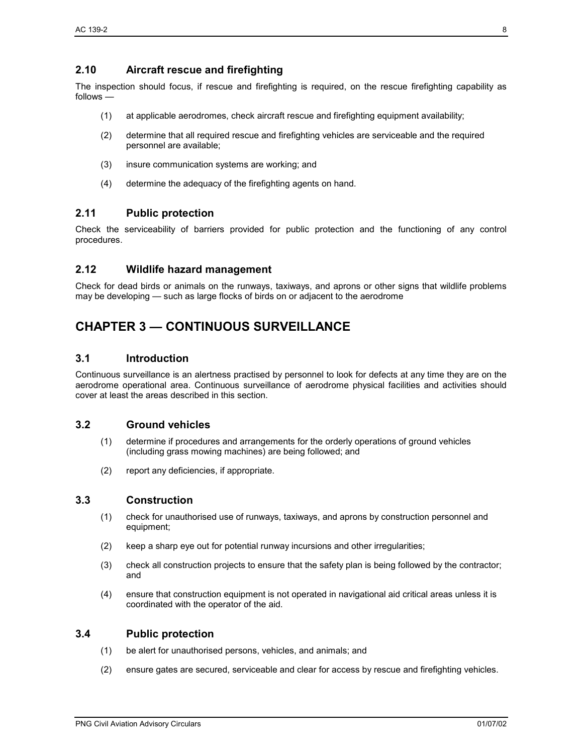## 2.10 Aircraft rescue and firefighting

The inspection should focus, if rescue and firefighting is required, on the rescue firefighting capability as follows —

(1) at applicable aerodromes, check aircraft rescue and firefighting equipment availability;

(2) determine that all required rescue and firefighting vehicles are serviceable and the required personnel are available;

(3) insure communication systems are working; and

(4) determine the adequacy of the firefighting agents on hand.

## 2.11 Public protection

Check the serviceability of barriers provided for public protection and the functioning of any control procedures.

## 2.12 Wildlife hazard management

Check for dead birds or animals on the runways, taxiways, and aprons or other signs that wildlife problems may be developing — such as large flocks of birds on or adjacent to the aerodrome

# CHAPTER 3 — CONTINUOUS SURVEILLANCE

## 3.1 Introduction

Continuous surveillance is an alertness practised by personnel to look for defects at any time they are on the aerodrome operational area. Continuous surveillance of aerodrome physical facilities and activities should cover at least the areas described in this section.

## 3.2 Ground vehicles

(1) determine if procedures and arrangements for the orderly operations of ground vehicles (including grass mowing machines) are being followed; and

(2) report any deficiencies, if appropriate.

## 3.3 Construction

(1) check for unauthorised use of runways, taxiways, and aprons by construction personnel and equipment;

(2) keep a sharp eye out for potential runway incursions and other irregularities;

(3) check all construction projects to ensure that the safety plan is being followed by the contractor; and

(4) ensure that construction equipment is not operated in navigational aid critical areas unless it is coordinated with the operator of the aid.

## 3.4 Public protection

(1) be alert for unauthorised persons, vehicles, and animals; and

(2) ensure gates are secured, serviceable and clear for access by rescue and firefighting vehicles.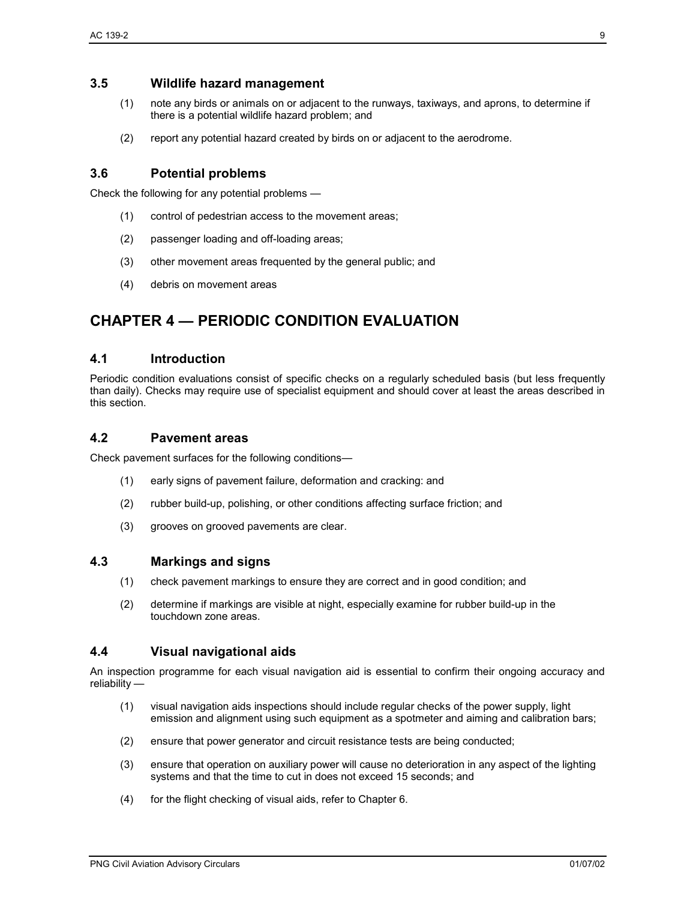### 3.5 Wildlife hazard management

(1) note any birds or animals on or adjacent to the runways, taxiways, and aprons, to determine if there is a potential wildlife hazard problem; and

(2) report any potential hazard created by birds on or adjacent to the aerodrome.

### 3.6 Potential problems

Check the following for any potential problems —

(1) control of pedestrian access to the movement areas;

(2) passenger loading and off-loading areas;

(3) other movement areas frequented by the general public; and

(4) debris on movement areas

## CHAPTER 4 — PERIODIC CONDITION EVALUATION

### 4.1 Introduction

Periodic condition evaluations consist of specific checks on a regularly scheduled basis (but less frequently than daily). Checks may require use of specialist equipment and should cover at least the areas described in this section.

### 4.2 Pavement areas

Check pavement surfaces for the following conditions—

(1) early signs of pavement failure, deformation and cracking: and

(2) rubber build-up, polishing, or other conditions affecting surface friction; and

(3) grooves on grooved pavements are clear.

### 4.3 Markings and signs

(1) check pavement markings to ensure they are correct and in good condition; and

(2) determine if markings are visible at night, especially examine for rubber build-up in the touchdown zone areas.

### 4.4 Visual navigational aids

An inspection programme for each visual navigation aid is essential to confirm their ongoing accuracy and reliability —

(1) visual navigation aids inspections should include regular checks of the power supply, light emission and alignment using such equipment as a spotmeter and aiming and calibration bars;

(2) ensure that power generator and circuit resistance tests are being conducted;

(3) ensure that operation on auxiliary power will cause no deterioration in any aspect of the lighting systems and that the time to cut in does not exceed 15 seconds; and

(4) for the flight checking of visual aids, refer to Chapter 6.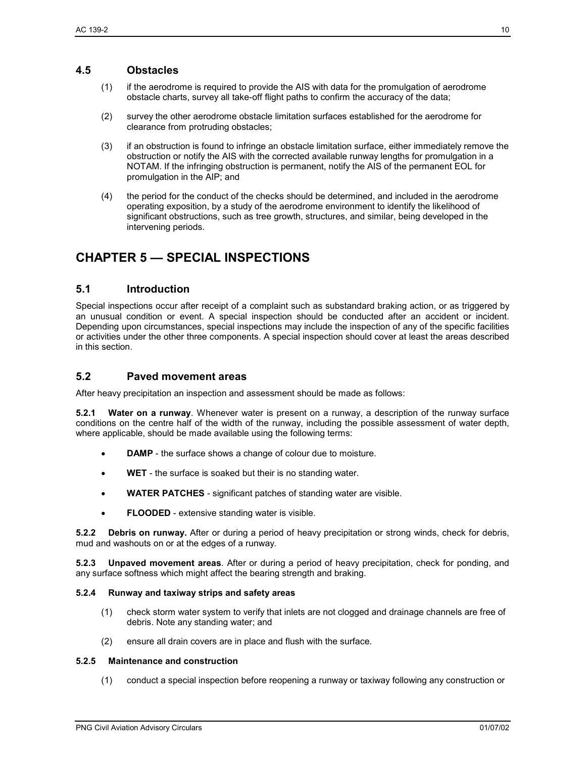## 4.5 Obstacles

(1) if the aerodrome is required to provide the AIS with data for the promulgation of aerodrome obstacle charts, survey all take-off flight paths to confirm the accuracy of the data;

(2) survey the other aerodrome obstacle limitation surfaces established for the aerodrome for clearance from protruding obstacles;

(3) if an obstruction is found to infringe an obstacle limitation surface, either immediately remove the obstruction or notify the AIS with the corrected available runway lengths for promulgation in a NOTAM. If the infringing obstruction is permanent, notify the AIS of the permanent EOL for promulgation in the AIP; and

(4) the period for the conduct of the checks should be determined, and included in the aerodrome operating exposition, by a study of the aerodrome environment to identify the likelihood of significant obstructions, such as tree growth, structures, and similar, being developed in the intervening periods.

# CHAPTER 5 — SPECIAL INSPECTIONS

## 5.1 Introduction

Special inspections occur after receipt of a complaint such as substandard braking action, or as triggered by an unusual condition or event. A special inspection should be conducted after an accident or incident. Depending upon circumstances, special inspections may include the inspection of any of the specific facilities or activities under the other three components. A special inspection should cover at least the areas described in this section.

## 5.2 Paved movement areas

After heavy precipitation an inspection and assessment should be made as follows:

**5.2.1 Water on a runway**. Whenever water is present on a runway, a description of the runway surface conditions on the centre half of the width of the runway, including the possible assessment of water depth, where applicable, should be made available using the following terms:

- **DAMP** - the surface shows a change of colour due to moisture.
- **WET** - the surface is soaked but their is no standing water.
- **WATER PATCHES** - significant patches of standing water are visible.
- **FLOODED** - extensive standing water is visible.

**5.2.2 Debris on runway.** After or during a period of heavy precipitation or strong winds, check for debris, mud and washouts on or at the edges of a runway.

**5.2.3 Unpaved movement areas**. After or during a period of heavy precipitation, check for ponding, and any surface softness which might affect the bearing strength and braking.

#### 5.2.4 Runway and taxiway strips and safety areas

(1) check storm water system to verify that inlets are not clogged and drainage channels are free of debris. Note any standing water; and

(2) ensure all drain covers are in place and flush with the surface.

#### 5.2.5 Maintenance and construction

(1) conduct a special inspection before reopening a runway or taxiway following any construction or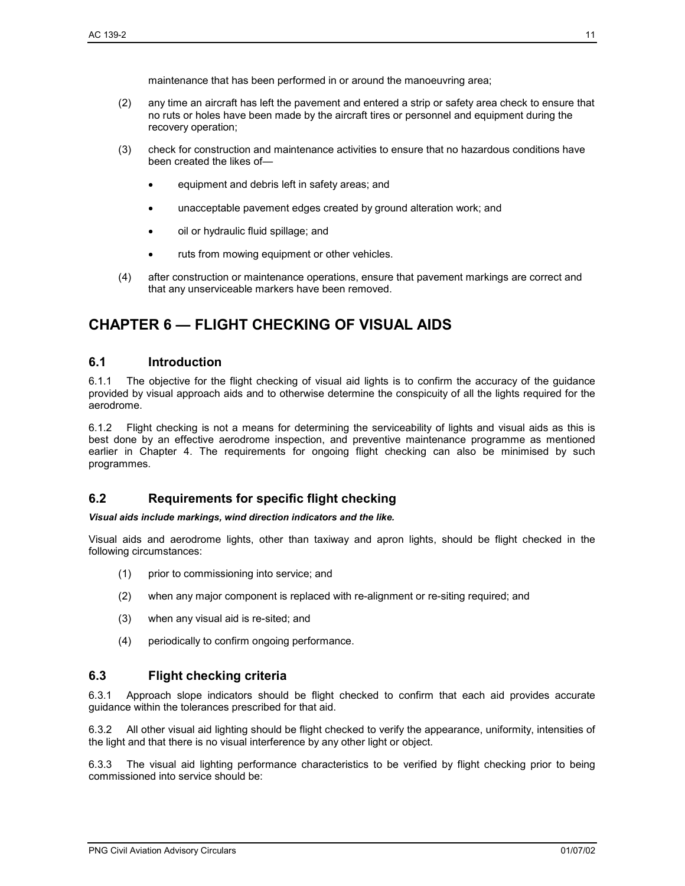maintenance that has been performed in or around the manoeuvring area;

(2) any time an aircraft has left the pavement and entered a strip or safety area check to ensure that no ruts or holes have been made by the aircraft tires or personnel and equipment during the recovery operation;

(3) check for construction and maintenance activities to ensure that no hazardous conditions have been created the likes of—

- equipment and debris left in safety areas; and
- unacceptable pavement edges created by ground alteration work; and
- oil or hydraulic fluid spillage; and
- ruts from mowing equipment or other vehicles.

(4) after construction or maintenance operations, ensure that pavement markings are correct and that any unserviceable markers have been removed.

# CHAPTER 6 — FLIGHT CHECKING OF VISUAL AIDS

## 6.1 Introduction

6.1.1 The objective for the flight checking of visual aid lights is to confirm the accuracy of the guidance provided by visual approach aids and to otherwise determine the conspicuity of all the lights required for the aerodrome.

6.1.2 Flight checking is not a means for determining the serviceability of lights and visual aids as this is best done by an effective aerodrome inspection, and preventive maintenance programme as mentioned earlier in Chapter 4. The requirements for ongoing flight checking can also be minimised by such programmes.

## 6.2 Requirements for specific flight checking

***Visual aids include markings, wind direction indicators and the like.***

Visual aids and aerodrome lights, other than taxiway and apron lights, should be flight checked in the following circumstances:

(1) prior to commissioning into service; and

(2) when any major component is replaced with re-alignment or re-siting required; and

(3) when any visual aid is re-sited; and

(4) periodically to confirm ongoing performance.

## 6.3 Flight checking criteria

6.3.1 Approach slope indicators should be flight checked to confirm that each aid provides accurate guidance within the tolerances prescribed for that aid.

6.3.2 All other visual aid lighting should be flight checked to verify the appearance, uniformity, intensities of the light and that there is no visual interference by any other light or object.

6.3.3 The visual aid lighting performance characteristics to be verified by flight checking prior to being commissioned into service should be: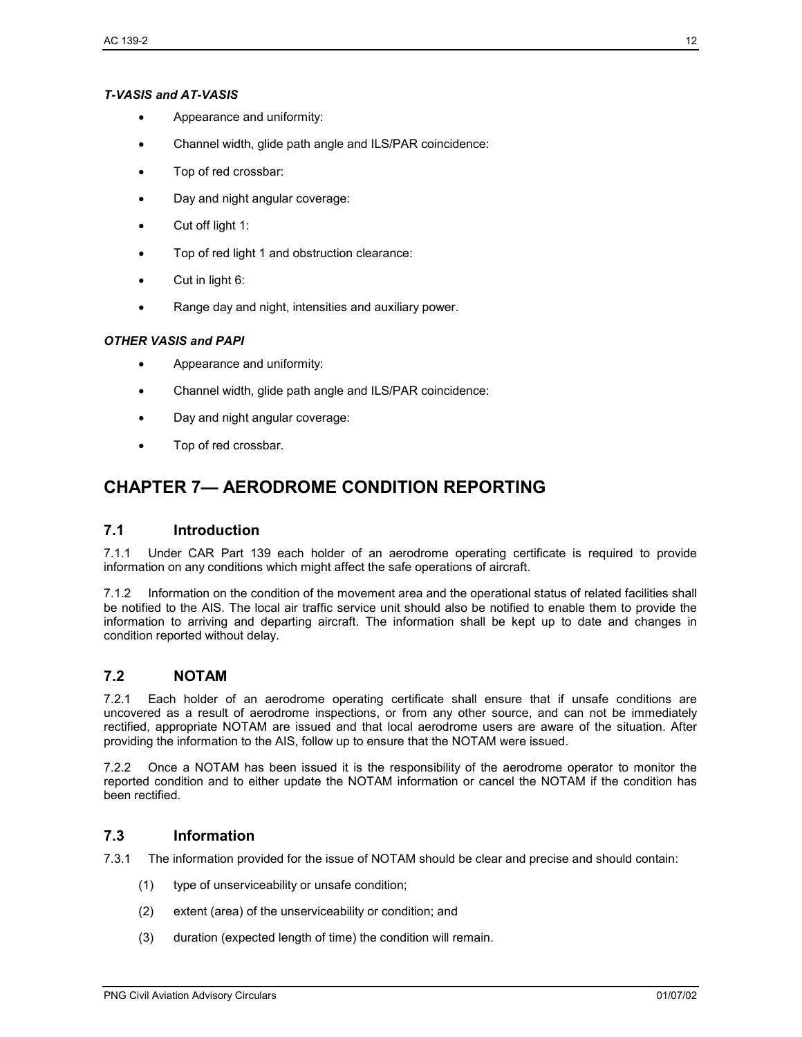***T-VASIS and AT-VASIS***

- Appearance and uniformity:
- Channel width, glide path angle and ILS/PAR coincidence:
- Top of red crossbar:
- Day and night angular coverage:
- Cut off light 1:
- Top of red light 1 and obstruction clearance:
- Cut in light 6:
- Range day and night, intensities and auxiliary power.

***OTHER VASIS and PAPI***

- Appearance and uniformity:
- Channel width, glide path angle and ILS/PAR coincidence:
- Day and night angular coverage:
- Top of red crossbar.

# CHAPTER 7— AERODROME CONDITION REPORTING

## 7.1 Introduction

7.1.1 Under CAR Part 139 each holder of an aerodrome operating certificate is required to provide information on any conditions which might affect the safe operations of aircraft.

7.1.2 Information on the condition of the movement area and the operational status of related facilities shall be notified to the AIS. The local air traffic service unit should also be notified to enable them to provide the information to arriving and departing aircraft. The information shall be kept up to date and changes in condition reported without delay.

## 7.2 NOTAM

7.2.1 Each holder of an aerodrome operating certificate shall ensure that if unsafe conditions are uncovered as a result of aerodrome inspections, or from any other source, and can not be immediately rectified, appropriate NOTAM are issued and that local aerodrome users are aware of the situation. After providing the information to the AIS, follow up to ensure that the NOTAM were issued.

7.2.2 Once a NOTAM has been issued it is the responsibility of the aerodrome operator to monitor the reported condition and to either update the NOTAM information or cancel the NOTAM if the condition has been rectified.

## 7.3 Information

7.3.1 The information provided for the issue of NOTAM should be clear and precise and should contain:

(1) type of unserviceability or unsafe condition;

(2) extent (area) of the unserviceability or condition; and

(3) duration (expected length of time) the condition will remain.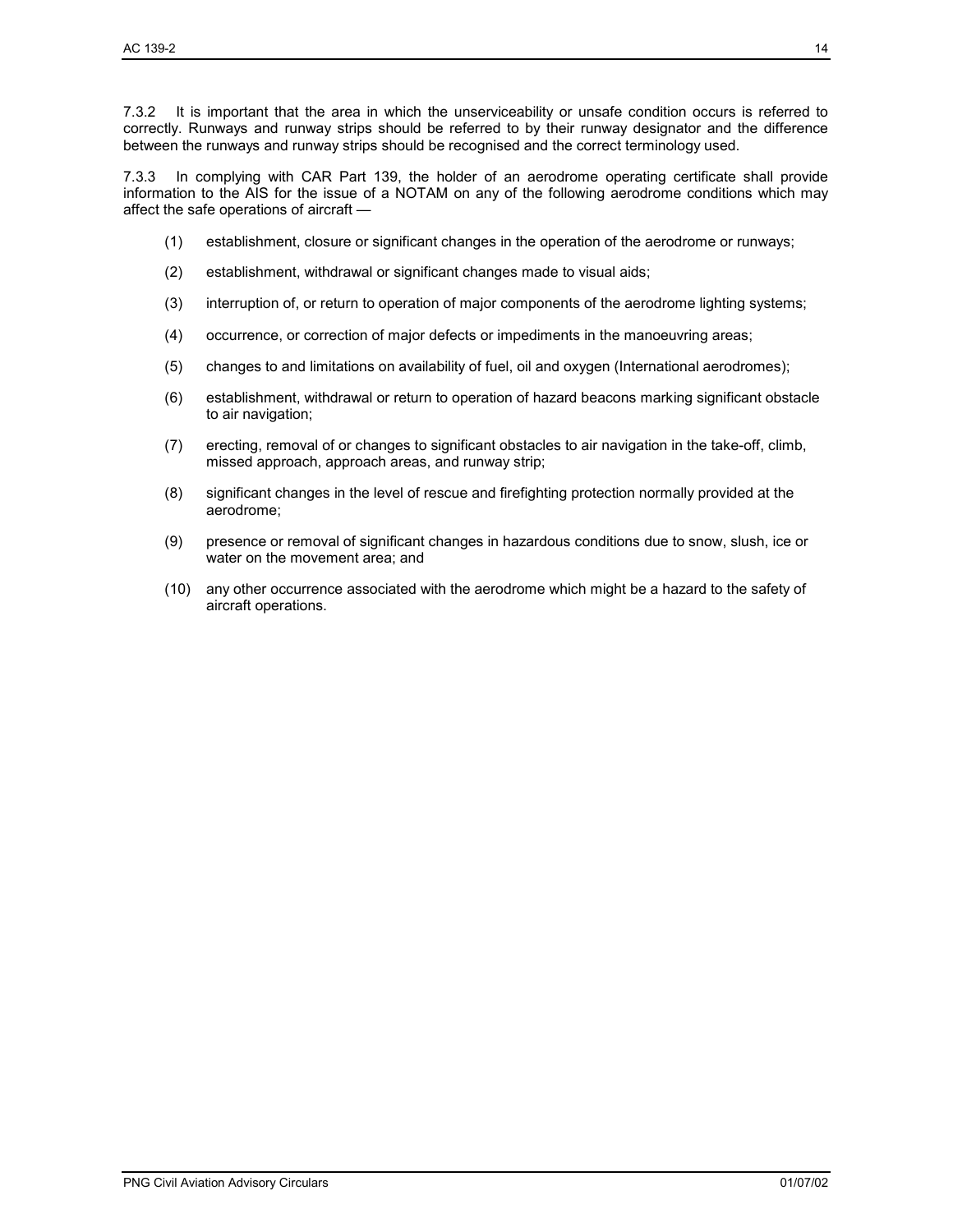7.3.2 It is important that the area in which the unserviceability or unsafe condition occurs is referred to correctly. Runways and runway strips should be referred to by their runway designator and the difference between the runways and runway strips should be recognised and the correct terminology used.

7.3.3 In complying with CAR Part 139, the holder of an aerodrome operating certificate shall provide information to the AIS for the issue of a NOTAM on any of the following aerodrome conditions which may affect the safe operations of aircraft —

(1) establishment, closure or significant changes in the operation of the aerodrome or runways;

(2) establishment, withdrawal or significant changes made to visual aids;

(3) interruption of, or return to operation of major components of the aerodrome lighting systems;

(4) occurrence, or correction of major defects or impediments in the manoeuvring areas;

(5) changes to and limitations on availability of fuel, oil and oxygen (International aerodromes);

(6) establishment, withdrawal or return to operation of hazard beacons marking significant obstacle to air navigation;

(7) erecting, removal of or changes to significant obstacles to air navigation in the take-off, climb, missed approach, approach areas, and runway strip;

(8) significant changes in the level of rescue and firefighting protection normally provided at the aerodrome;

(9) presence or removal of significant changes in hazardous conditions due to snow, slush, ice or water on the movement area; and

(10) any other occurrence associated with the aerodrome which might be a hazard to the safety of aircraft operations.